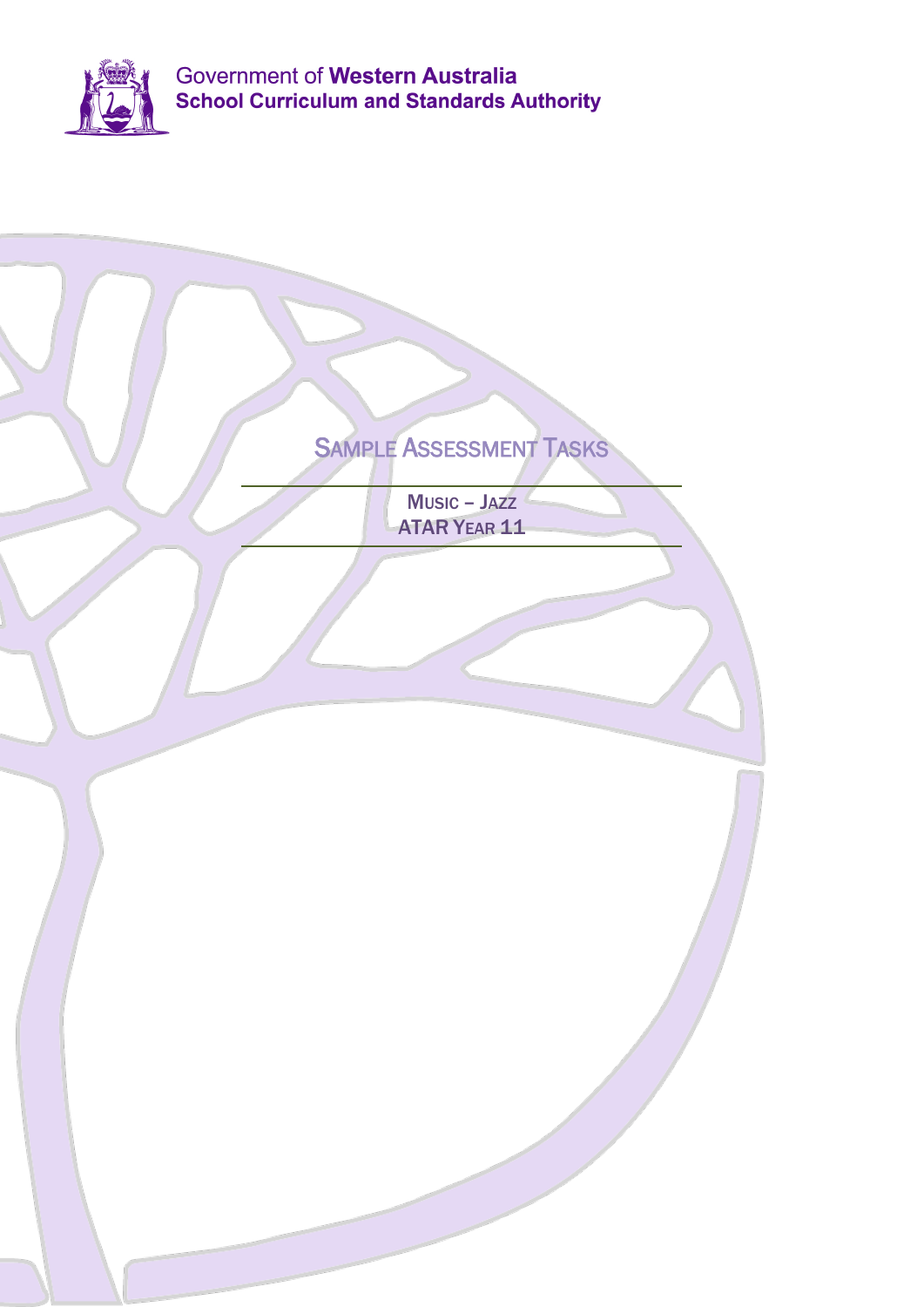Government of **Western Australia**
**School Curriculum and Standards Authority**

# Sample Assessment Tasks

## Music – Jazz
## ATAR Year 11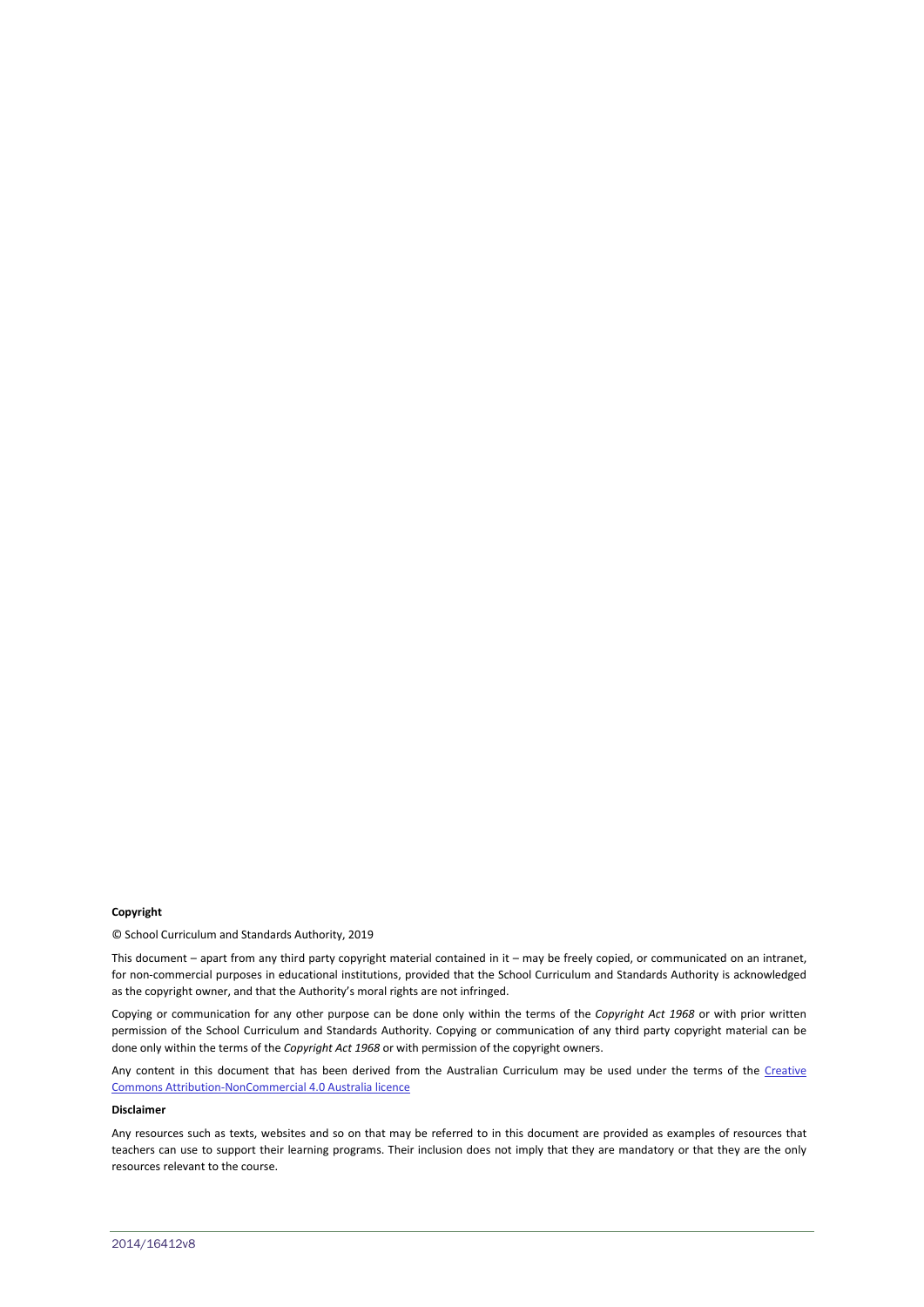**Copyright**

© School Curriculum and Standards Authority, 2019

This document – apart from any third party copyright material contained in it – may be freely copied, or communicated on an intranet, for non-commercial purposes in educational institutions, provided that the School Curriculum and Standards Authority is acknowledged as the copyright owner, and that the Authority's moral rights are not infringed.

Copying or communication for any other purpose can be done only within the terms of the *Copyright Act 1968* or with prior written permission of the School Curriculum and Standards Authority. Copying or communication of any third party copyright material can be done only within the terms of the *Copyright Act 1968* or with permission of the copyright owners.

Any content in this document that has been derived from the Australian Curriculum may be used under the terms of the Creative Commons Attribution-NonCommercial 4.0 Australia licence

**Disclaimer**

Any resources such as texts, websites and so on that may be referred to in this document are provided as examples of resources that teachers can use to support their learning programs. Their inclusion does not imply that they are mandatory or that they are the only resources relevant to the course.

2014/16412v8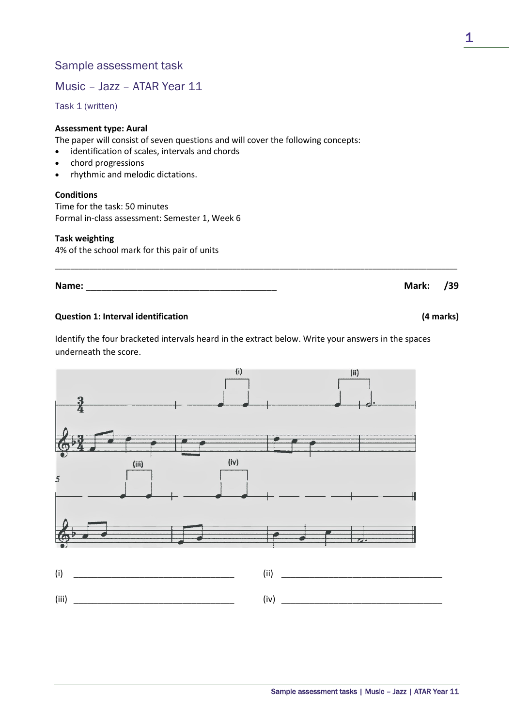## Sample assessment task

## Music – Jazz – ATAR Year 11

### Task 1 (written)

**Assessment type: Aural**

The paper will consist of seven questions and will cover the following concepts:

- identification of scales, intervals and chords
- chord progressions
- rhythmic and melodic dictations.

**Conditions**

Time for the task: 50 minutes
Formal in-class assessment: Semester 1, Week 6

**Task weighting**

4% of the school mark for this pair of units

---

**Name:** ________________________________________ **Mark: /39**

**Question 1: Interval identification** **(4 marks)**

Identify the four bracketed intervals heard in the extract below. Write your answers in the spaces underneath the score.

(i) ___________________________________ (ii) ___________________________________

(iii) ___________________________________ (iv) ___________________________________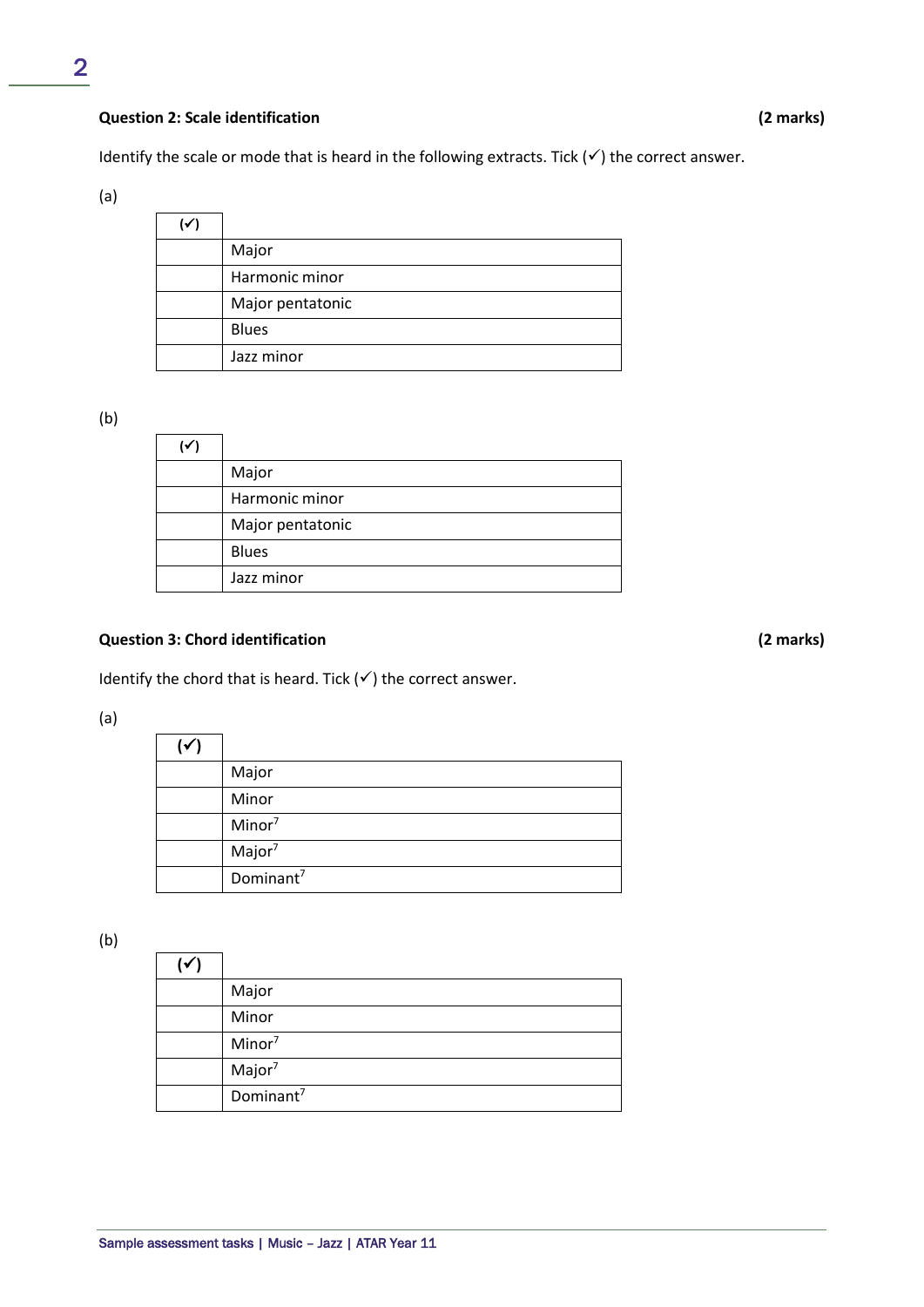**Question 2: Scale identification** **(2 marks)**

Identify the scale or mode that is heard in the following extracts. Tick (✓) the correct answer.

(a)

| (✓) | |
|---|---|
| | Major |
| | Harmonic minor |
| | Major pentatonic |
| | Blues |
| | Jazz minor |

(b)

| (✓) | |
|---|---|
| | Major |
| | Harmonic minor |
| | Major pentatonic |
| | Blues |
| | Jazz minor |

**Question 3: Chord identification** **(2 marks)**

Identify the chord that is heard. Tick (✓) the correct answer.

(a)

| (✓) | |
|---|---|
| | Major |
| | Minor |
| | Minor$^7$ |
| | Major$^7$ |
| | Dominant$^7$ |

(b)

| (✓) | |
|---|---|
| | Major |
| | Minor |
| | Minor$^7$ |
| | Major$^7$ |
| | Dominant$^7$ |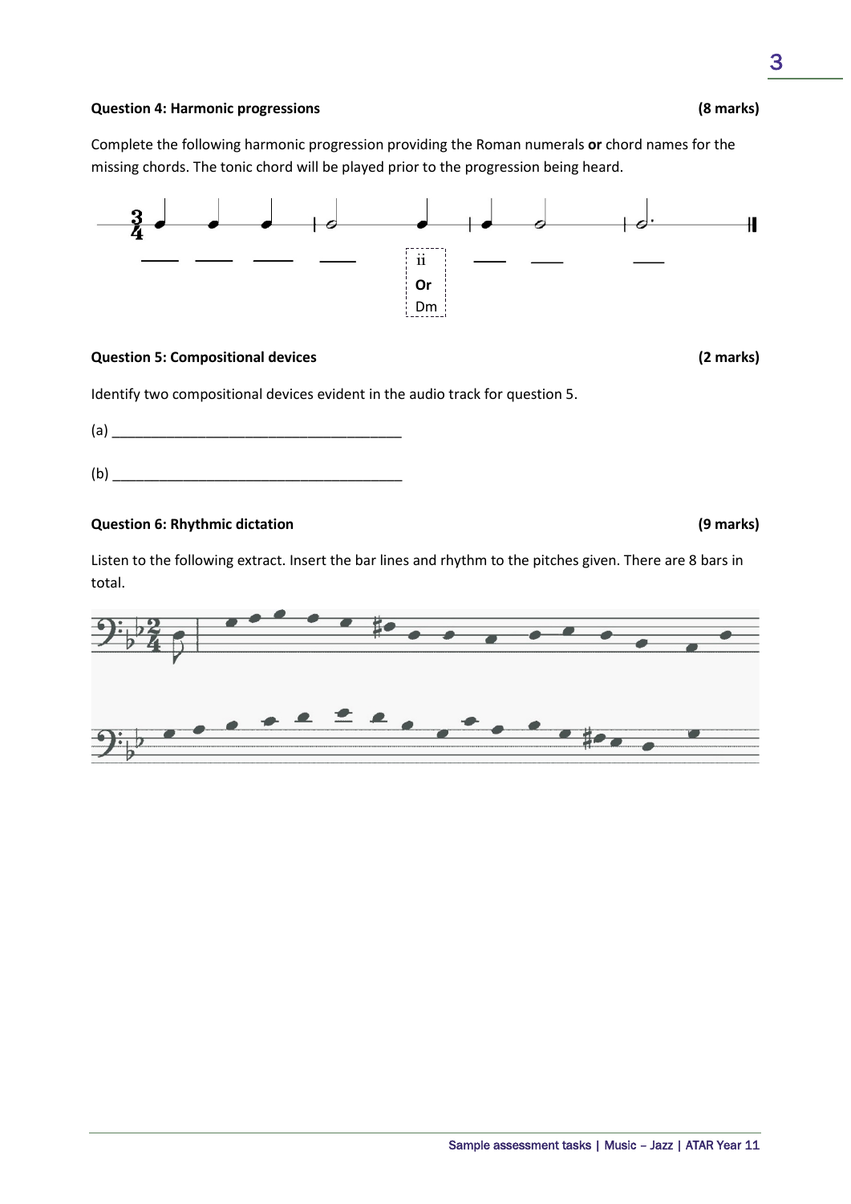**Question 4: Harmonic progressions** **(8 marks)**

Complete the following harmonic progression providing the Roman numerals **or** chord names for the missing chords. The tonic chord will be played prior to the progression being heard.

ii
**Or**
Dm

**Question 5: Compositional devices** **(2 marks)**

Identify two compositional devices evident in the audio track for question 5.

(a) ______________________________________

(b) ______________________________________

**Question 6: Rhythmic dictation** **(9 marks)**

Listen to the following extract. Insert the bar lines and rhythm to the pitches given. There are 8 bars in total.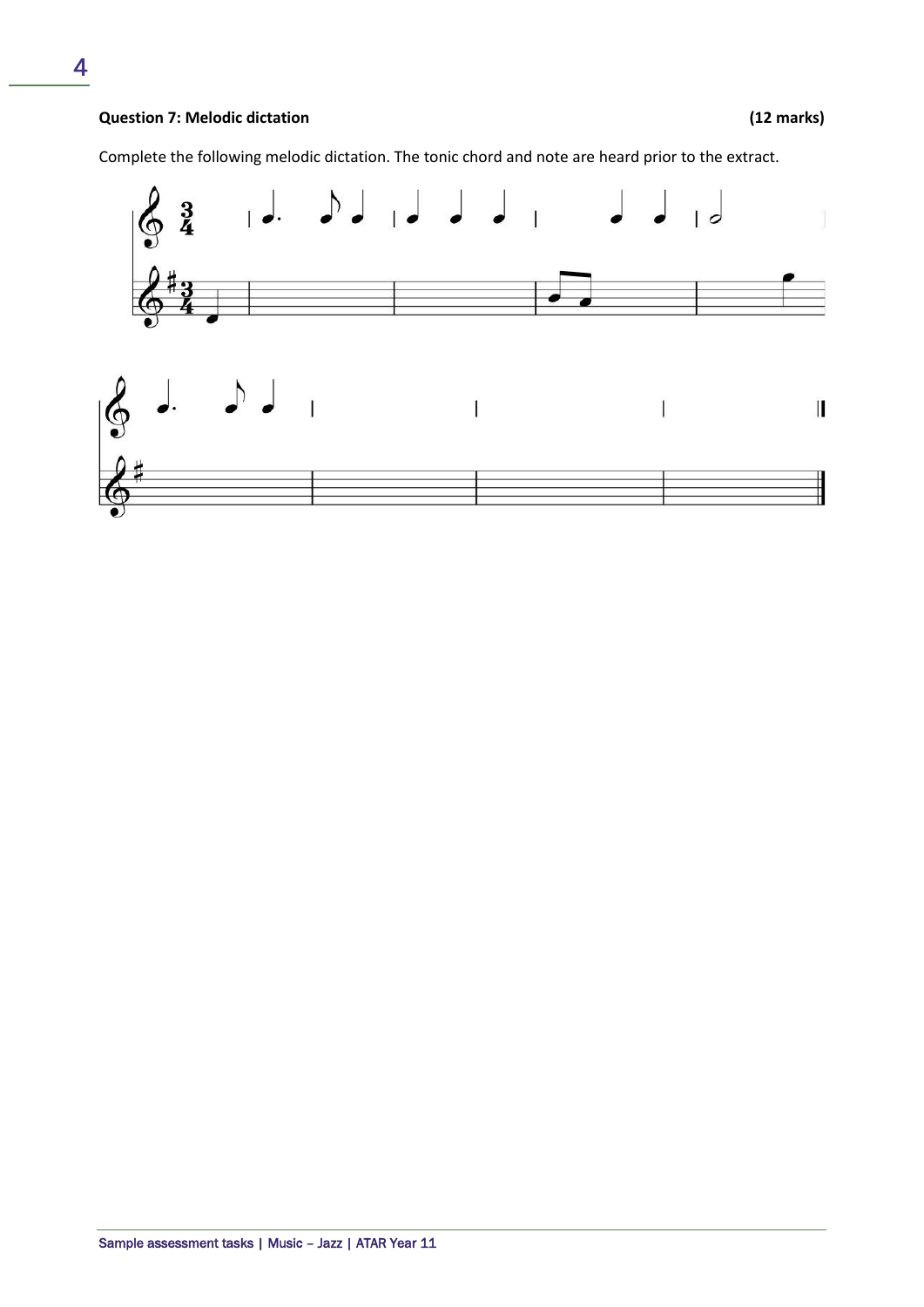**Question 7: Melodic dictation** **(12 marks)**

Complete the following melodic dictation. The tonic chord and note are heard prior to the extract.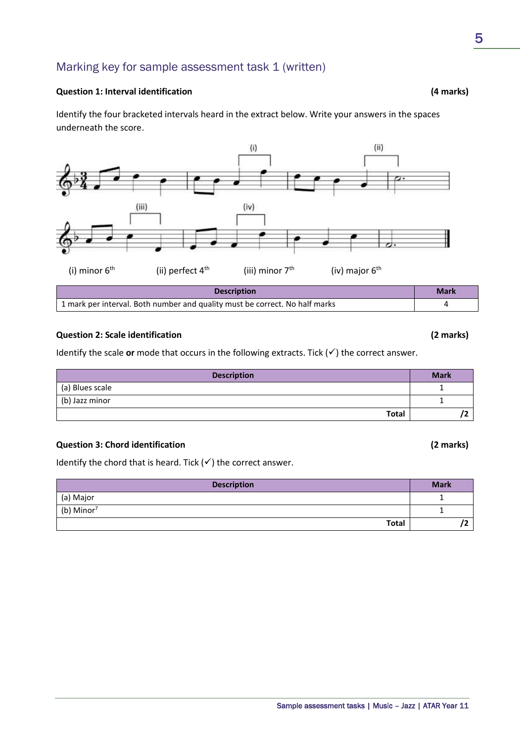## Marking key for sample assessment task 1 (written)

**Question 1: Interval identification** **(4 marks)**

Identify the four bracketed intervals heard in the extract below. Write your answers in the spaces underneath the score.

(i) minor 6th (ii) perfect 4th (iii) minor 7th (iv) major 6th

| Description | Mark |
|---|---|
| 1 mark per interval. Both number and quality must be correct. No half marks | 4 |

**Question 2: Scale identification** **(2 marks)**

Identify the scale **or** mode that occurs in the following extracts. Tick (✓) the correct answer.

| Description | Mark |
|---|---|
| (a) Blues scale | 1 |
| (b) Jazz minor | 1 |
| **Total** | **/2** |

**Question 3: Chord identification** **(2 marks)**

Identify the chord that is heard. Tick (✓) the correct answer.

| Description | Mark |
|---|---|
| (a) Major | 1 |
| (b) Minor$^7$ | 1 |
| **Total** | **/2** |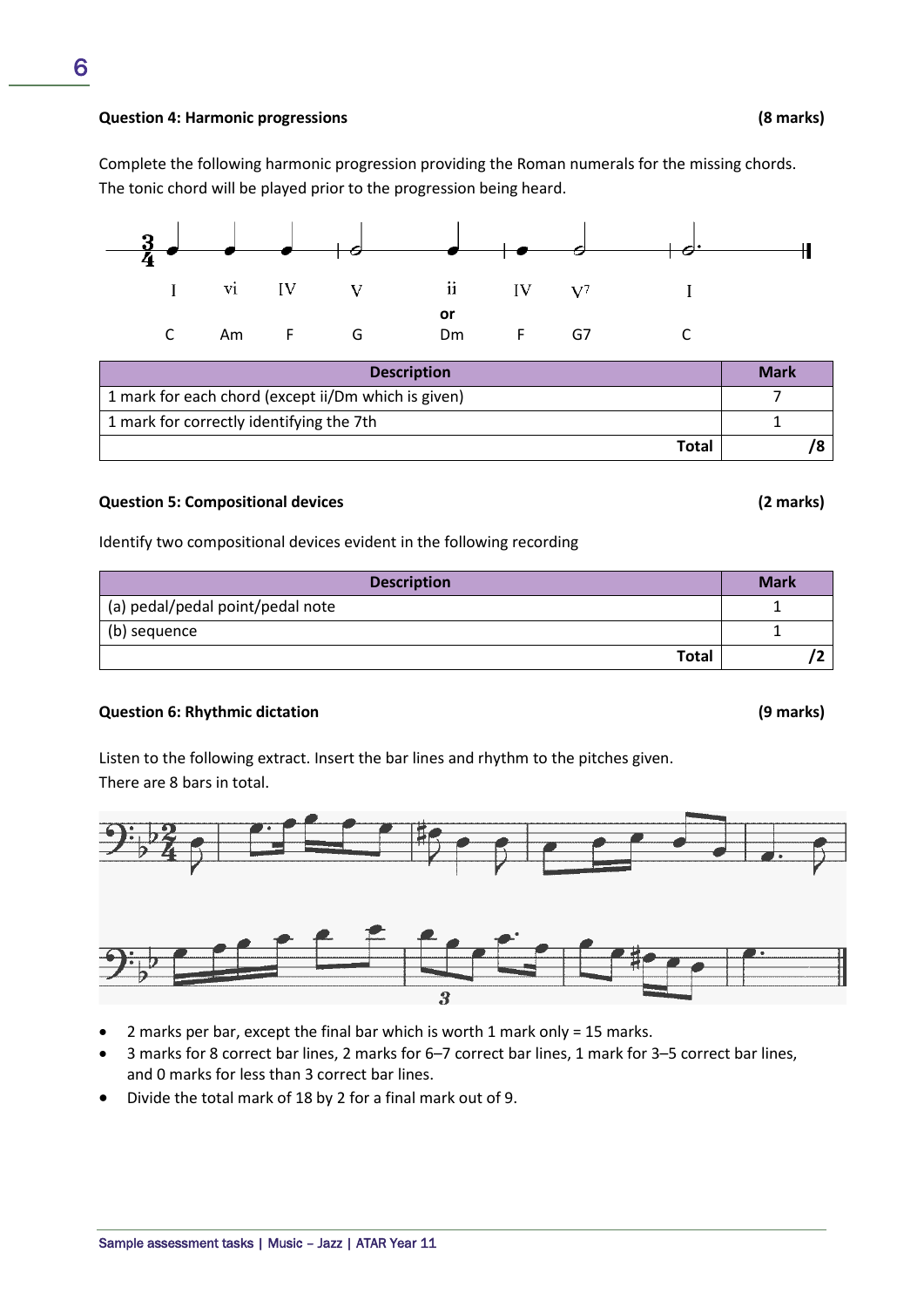**Question 4: Harmonic progressions** **(8 marks)**

Complete the following harmonic progression providing the Roman numerals for the missing chords. The tonic chord will be played prior to the progression being heard.

| I | vi | IV | V | ii **or** | IV | V7 | I |
|---|---|---|---|---|---|---|---|
| C | Am | F | G | Dm | F | G7 | C |

| Description | Mark |
|---|---|
| 1 mark for each chord (except ii/Dm which is given) | 7 |
| 1 mark for correctly identifying the 7th | 1 |
| **Total** | **/8** |

**Question 5: Compositional devices** **(2 marks)**

Identify two compositional devices evident in the following recording

| Description | Mark |
|---|---|
| (a) pedal/pedal point/pedal note | 1 |
| (b) sequence | 1 |
| **Total** | **/2** |

**Question 6: Rhythmic dictation** **(9 marks)**

Listen to the following extract. Insert the bar lines and rhythm to the pitches given.
There are 8 bars in total.

- 2 marks per bar, except the final bar which is worth 1 mark only = 15 marks.
- 3 marks for 8 correct bar lines, 2 marks for 6–7 correct bar lines, 1 mark for 3–5 correct bar lines, and 0 marks for less than 3 correct bar lines.
- Divide the total mark of 18 by 2 for a final mark out of 9.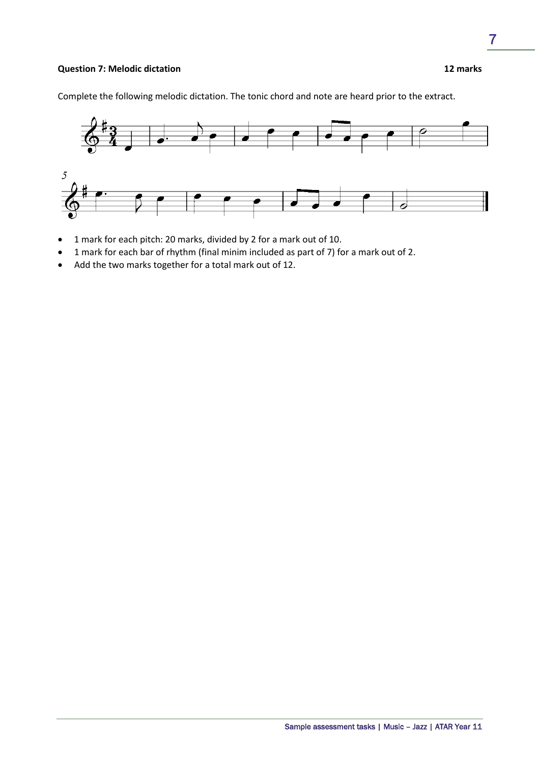**Question 7: Melodic dictation** **12 marks**

Complete the following melodic dictation. The tonic chord and note are heard prior to the extract.

- 1 mark for each pitch: 20 marks, divided by 2 for a mark out of 10.
- 1 mark for each bar of rhythm (final minim included as part of 7) for a mark out of 2.
- Add the two marks together for a total mark out of 12.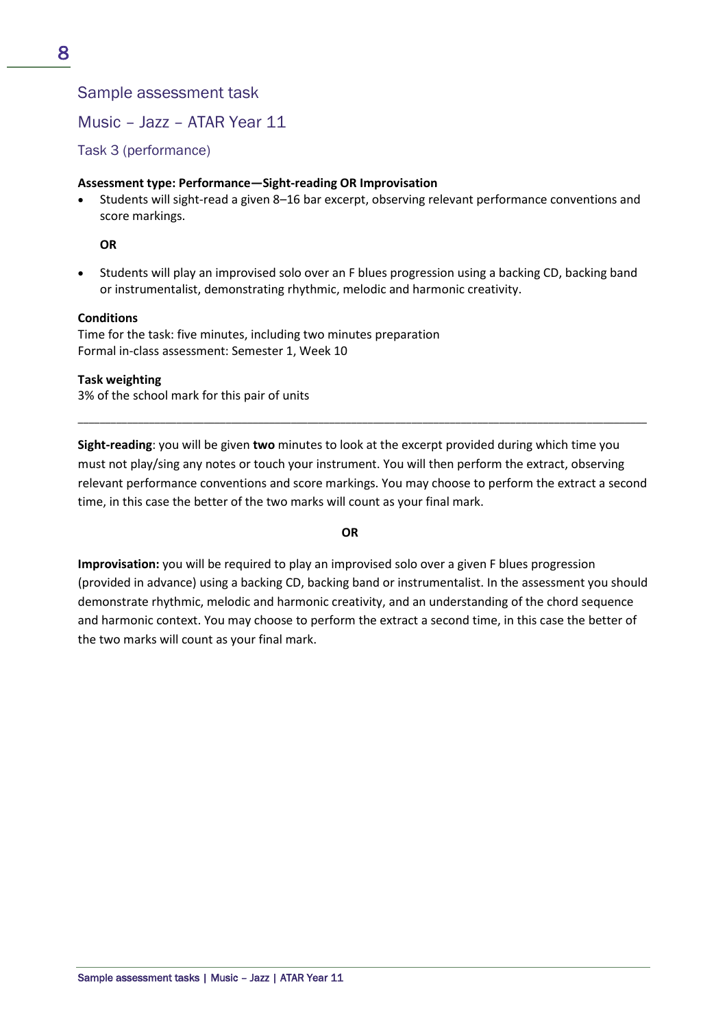## Sample assessment task

## Music – Jazz – ATAR Year 11

### Task 3 (performance)

**Assessment type: Performance—Sight-reading OR Improvisation**

- Students will sight-read a given 8–16 bar excerpt, observing relevant performance conventions and score markings.

  **OR**

- Students will play an improvised solo over an F blues progression using a backing CD, backing band or instrumentalist, demonstrating rhythmic, melodic and harmonic creativity.

**Conditions**
Time for the task: five minutes, including two minutes preparation
Formal in-class assessment: Semester 1, Week 10

**Task weighting**
3% of the school mark for this pair of units

---

**Sight-reading**: you will be given **two** minutes to look at the excerpt provided during which time you must not play/sing any notes or touch your instrument. You will then perform the extract, observing relevant performance conventions and score markings. You may choose to perform the extract a second time, in this case the better of the two marks will count as your final mark.

**OR**

**Improvisation:** you will be required to play an improvised solo over a given F blues progression (provided in advance) using a backing CD, backing band or instrumentalist. In the assessment you should demonstrate rhythmic, melodic and harmonic creativity, and an understanding of the chord sequence and harmonic context. You may choose to perform the extract a second time, in this case the better of the two marks will count as your final mark.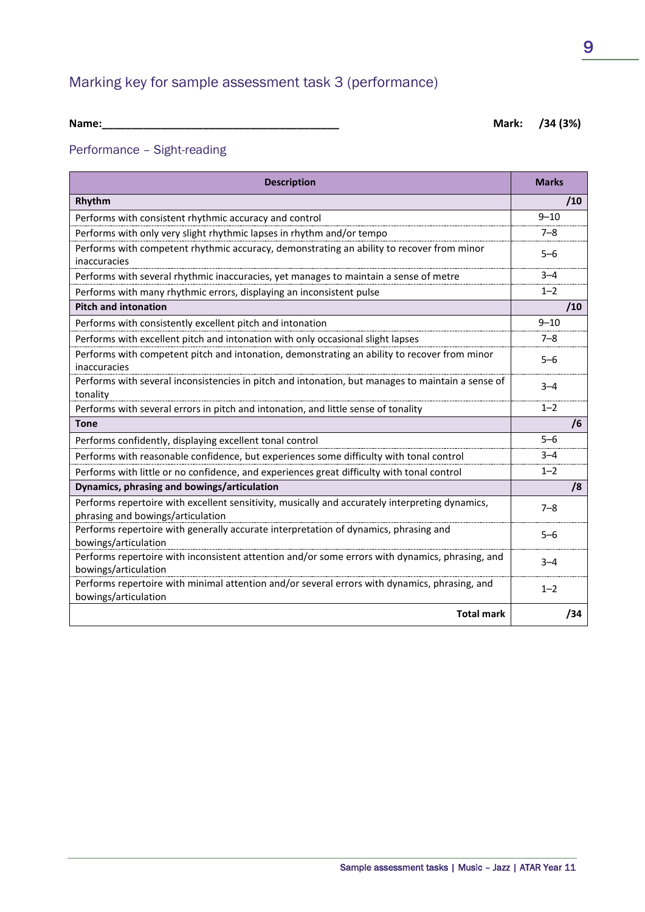## Marking key for sample assessment task 3 (performance)

**Name:**________________________________________ **Mark: /34 (3%)**

### Performance – Sight-reading

| Description | Marks |
|---|---|
| **Rhythm** | **/10** |
| Performs with consistent rhythmic accuracy and control | 9–10 |
| Performs with only very slight rhythmic lapses in rhythm and/or tempo | 7–8 |
| Performs with competent rhythmic accuracy, demonstrating an ability to recover from minor inaccuracies | 5–6 |
| Performs with several rhythmic inaccuracies, yet manages to maintain a sense of metre | 3–4 |
| Performs with many rhythmic errors, displaying an inconsistent pulse | 1–2 |
| **Pitch and intonation** | **/10** |
| Performs with consistently excellent pitch and intonation | 9–10 |
| Performs with excellent pitch and intonation with only occasional slight lapses | 7–8 |
| Performs with competent pitch and intonation, demonstrating an ability to recover from minor inaccuracies | 5–6 |
| Performs with several inconsistencies in pitch and intonation, but manages to maintain a sense of tonality | 3–4 |
| Performs with several errors in pitch and intonation, and little sense of tonality | 1–2 |
| **Tone** | **/6** |
| Performs confidently, displaying excellent tonal control | 5–6 |
| Performs with reasonable confidence, but experiences some difficulty with tonal control | 3–4 |
| Performs with little or no confidence, and experiences great difficulty with tonal control | 1–2 |
| **Dynamics, phrasing and bowings/articulation** | **/8** |
| Performs repertoire with excellent sensitivity, musically and accurately interpreting dynamics, phrasing and bowings/articulation | 7–8 |
| Performs repertoire with generally accurate interpretation of dynamics, phrasing and bowings/articulation | 5–6 |
| Performs repertoire with inconsistent attention and/or some errors with dynamics, phrasing, and bowings/articulation | 3–4 |
| Performs repertoire with minimal attention and/or several errors with dynamics, phrasing, and bowings/articulation | 1–2 |
| **Total mark** | **/34** |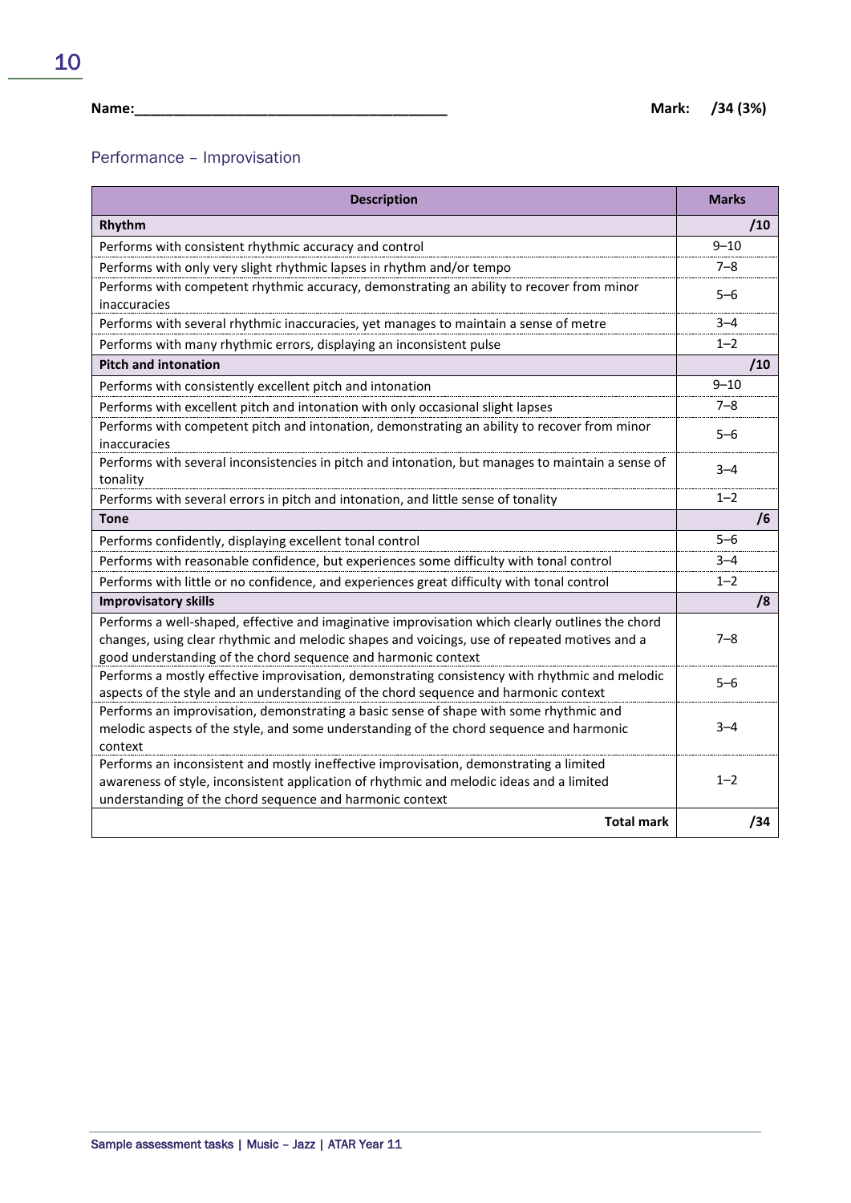Name:________________________________________ **Mark: /34 (3%)**

## Performance – Improvisation

| Description | Marks |
|---|---|
| **Rhythm** | **/10** |
| Performs with consistent rhythmic accuracy and control | 9–10 |
| Performs with only very slight rhythmic lapses in rhythm and/or tempo | 7–8 |
| Performs with competent rhythmic accuracy, demonstrating an ability to recover from minor inaccuracies | 5–6 |
| Performs with several rhythmic inaccuracies, yet manages to maintain a sense of metre | 3–4 |
| Performs with many rhythmic errors, displaying an inconsistent pulse | 1–2 |
| **Pitch and intonation** | **/10** |
| Performs with consistently excellent pitch and intonation | 9–10 |
| Performs with excellent pitch and intonation with only occasional slight lapses | 7–8 |
| Performs with competent pitch and intonation, demonstrating an ability to recover from minor inaccuracies | 5–6 |
| Performs with several inconsistencies in pitch and intonation, but manages to maintain a sense of tonality | 3–4 |
| Performs with several errors in pitch and intonation, and little sense of tonality | 1–2 |
| **Tone** | **/6** |
| Performs confidently, displaying excellent tonal control | 5–6 |
| Performs with reasonable confidence, but experiences some difficulty with tonal control | 3–4 |
| Performs with little or no confidence, and experiences great difficulty with tonal control | 1–2 |
| **Improvisatory skills** | **/8** |
| Performs a well-shaped, effective and imaginative improvisation which clearly outlines the chord changes, using clear rhythmic and melodic shapes and voicings, use of repeated motives and a good understanding of the chord sequence and harmonic context | 7–8 |
| Performs a mostly effective improvisation, demonstrating consistency with rhythmic and melodic aspects of the style and an understanding of the chord sequence and harmonic context | 5–6 |
| Performs an improvisation, demonstrating a basic sense of shape with some rhythmic and melodic aspects of the style, and some understanding of the chord sequence and harmonic context | 3–4 |
| Performs an inconsistent and mostly ineffective improvisation, demonstrating a limited awareness of style, inconsistent application of rhythmic and melodic ideas and a limited understanding of the chord sequence and harmonic context | 1–2 |
| **Total mark** | **/34** |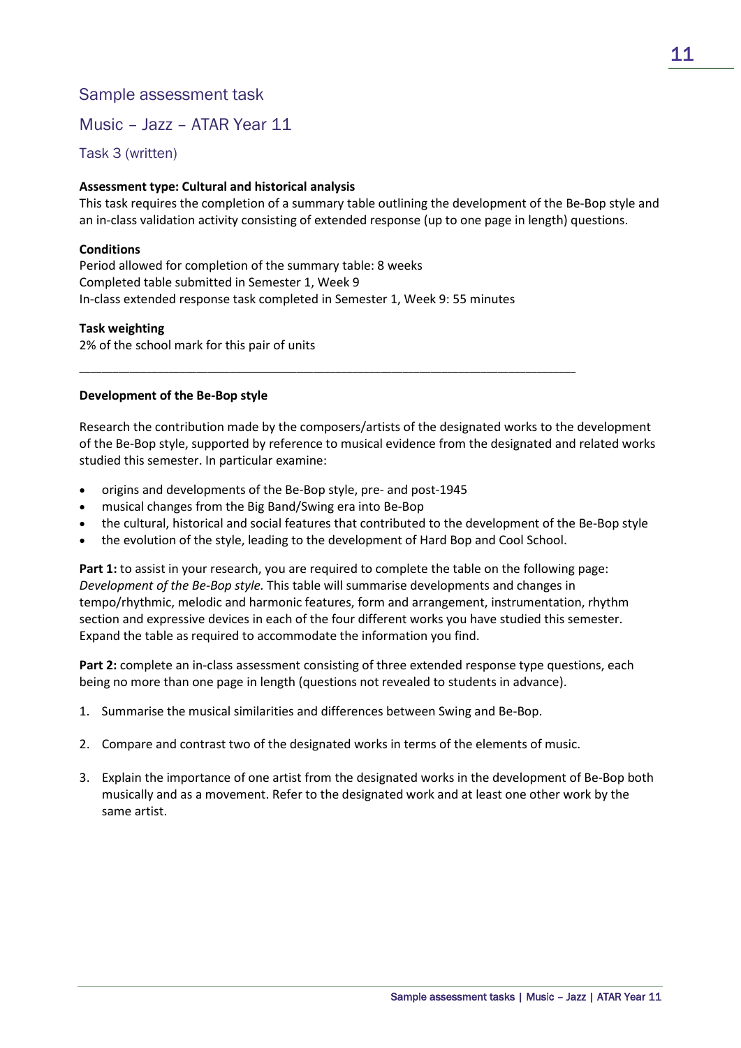## Sample assessment task

## Music – Jazz – ATAR Year 11

### Task 3 (written)

**Assessment type: Cultural and historical analysis**
This task requires the completion of a summary table outlining the development of the Be-Bop style and an in-class validation activity consisting of extended response (up to one page in length) questions.

**Conditions**
Period allowed for completion of the summary table: 8 weeks
Completed table submitted in Semester 1, Week 9
In-class extended response task completed in Semester 1, Week 9: 55 minutes

**Task weighting**
2% of the school mark for this pair of units

---

**Development of the Be-Bop style**

Research the contribution made by the composers/artists of the designated works to the development of the Be-Bop style, supported by reference to musical evidence from the designated and related works studied this semester. In particular examine:

- origins and developments of the Be-Bop style, pre- and post-1945
- musical changes from the Big Band/Swing era into Be-Bop
- the cultural, historical and social features that contributed to the development of the Be-Bop style
- the evolution of the style, leading to the development of Hard Bop and Cool School.

**Part 1:** to assist in your research, you are required to complete the table on the following page: *Development of the Be-Bop style.* This table will summarise developments and changes in tempo/rhythmic, melodic and harmonic features, form and arrangement, instrumentation, rhythm section and expressive devices in each of the four different works you have studied this semester. Expand the table as required to accommodate the information you find.

**Part 2:** complete an in-class assessment consisting of three extended response type questions, each being no more than one page in length (questions not revealed to students in advance).

1. Summarise the musical similarities and differences between Swing and Be-Bop.
2. Compare and contrast two of the designated works in terms of the elements of music.
3. Explain the importance of one artist from the designated works in the development of Be-Bop both musically and as a movement. Refer to the designated work and at least one other work by the same artist.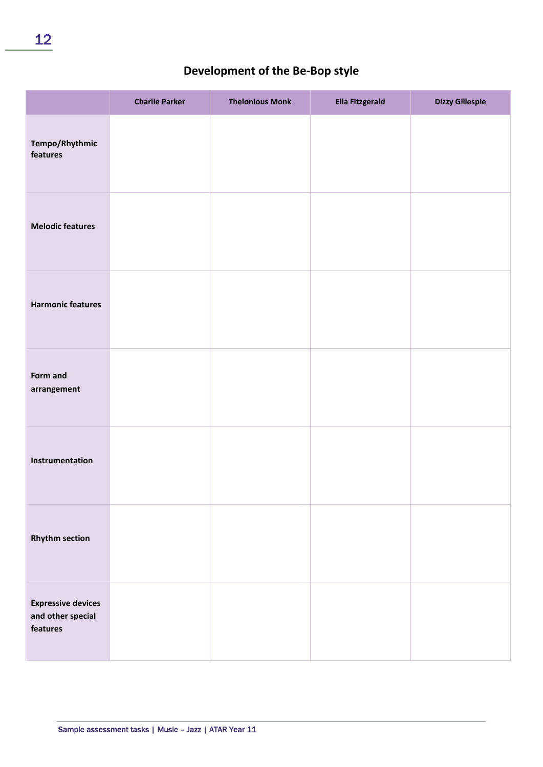## Development of the Be-Bop style

| | Charlie Parker | Thelonious Monk | Ella Fitzgerald | Dizzy Gillespie |
|---|---|---|---|---|
| **Tempo/Rhythmic features** | | | | |
| **Melodic features** | | | | |
| **Harmonic features** | | | | |
| **Form and arrangement** | | | | |
| **Instrumentation** | | | | |
| **Rhythm section** | | | | |
| **Expressive devices and other special features** | | | | |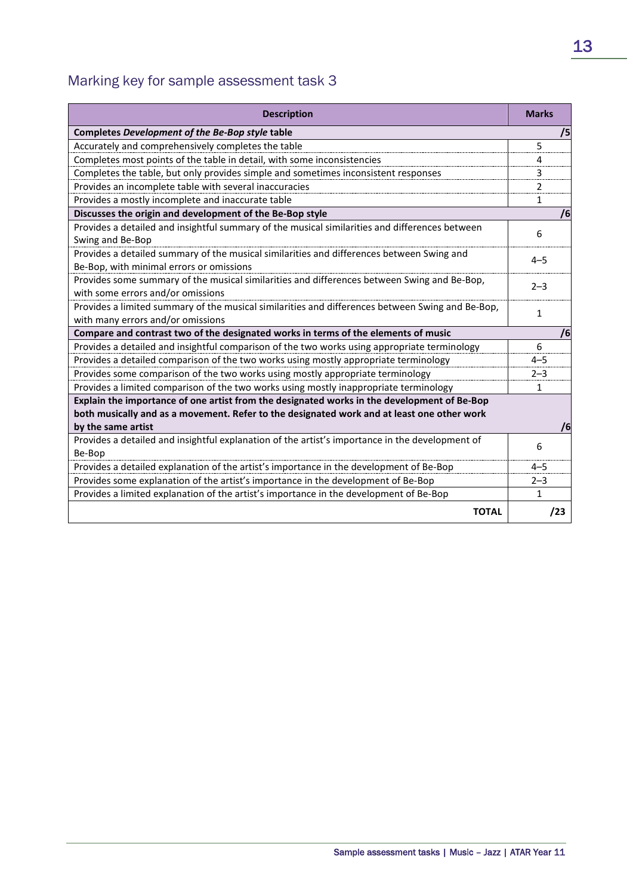## Marking key for sample assessment task 3

| Description | Marks |
|---|---|
| **Completes *Development of the Be-Bop style* table** | **/5** |
| Accurately and comprehensively completes the table | 5 |
| Completes most points of the table in detail, with some inconsistencies | 4 |
| Completes the table, but only provides simple and sometimes inconsistent responses | 3 |
| Provides an incomplete table with several inaccuracies | 2 |
| Provides a mostly incomplete and inaccurate table | 1 |
| **Discusses the origin and development of the Be-Bop style** | **/6** |
| Provides a detailed and insightful summary of the musical similarities and differences between Swing and Be-Bop | 6 |
| Provides a detailed summary of the musical similarities and differences between Swing and Be-Bop, with minimal errors or omissions | 4–5 |
| Provides some summary of the musical similarities and differences between Swing and Be-Bop, with some errors and/or omissions | 2–3 |
| Provides a limited summary of the musical similarities and differences between Swing and Be-Bop, with many errors and/or omissions | 1 |
| **Compare and contrast two of the designated works in terms of the elements of music** | **/6** |
| Provides a detailed and insightful comparison of the two works using appropriate terminology | 6 |
| Provides a detailed comparison of the two works using mostly appropriate terminology | 4–5 |
| Provides some comparison of the two works using mostly appropriate terminology | 2–3 |
| Provides a limited comparison of the two works using mostly inappropriate terminology | 1 |
| **Explain the importance of one artist from the designated works in the development of Be-Bop both musically and as a movement. Refer to the designated work and at least one other work by the same artist** | **/6** |
| Provides a detailed and insightful explanation of the artist's importance in the development of Be-Bop | 6 |
| Provides a detailed explanation of the artist's importance in the development of Be-Bop | 4–5 |
| Provides some explanation of the artist's importance in the development of Be-Bop | 2–3 |
| Provides a limited explanation of the artist's importance in the development of Be-Bop | 1 |
| **TOTAL** | **/23** |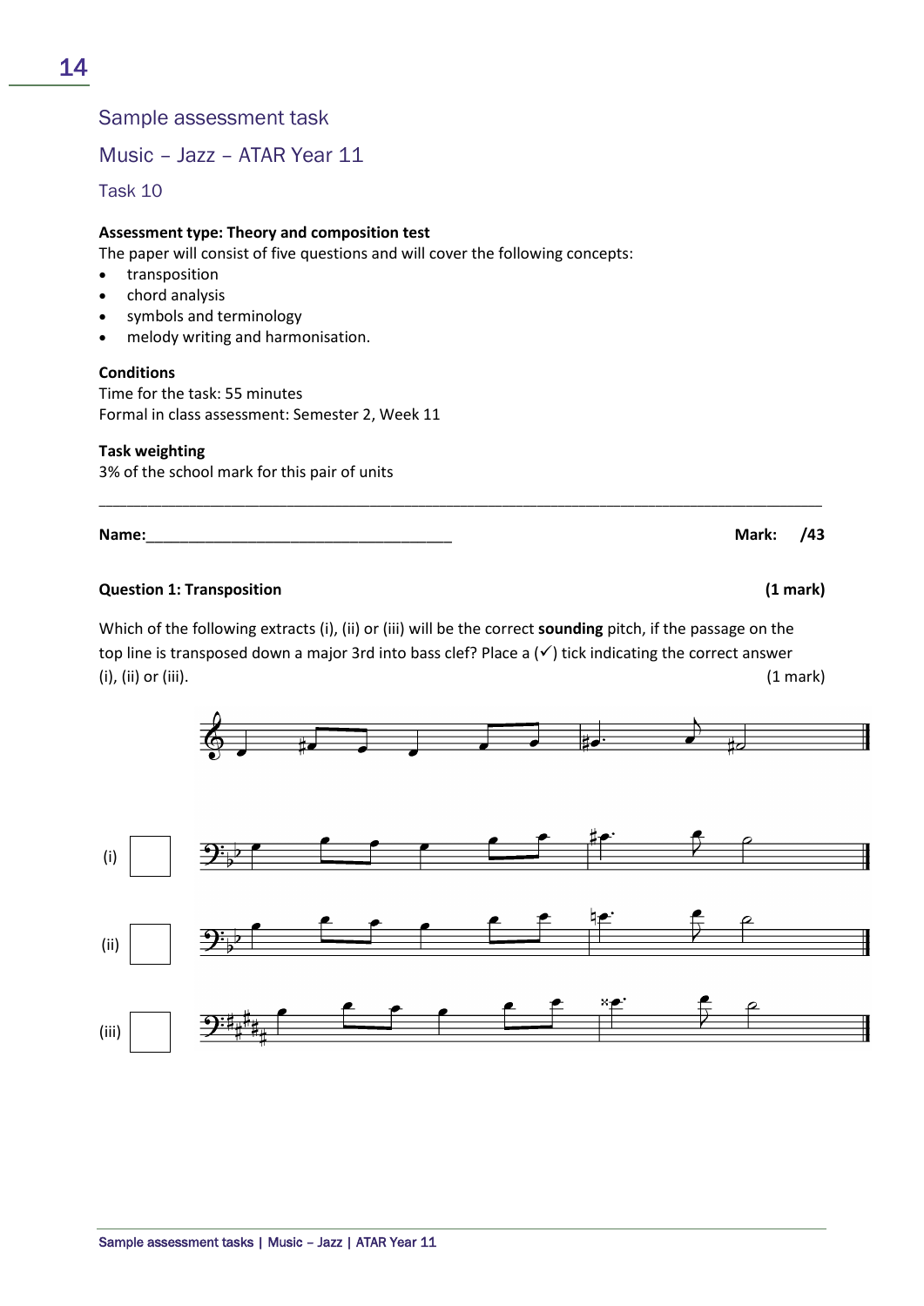## Sample assessment task

## Music – Jazz – ATAR Year 11

### Task 10

**Assessment type: Theory and composition test**

The paper will consist of five questions and will cover the following concepts:

- transposition
- chord analysis
- symbols and terminology
- melody writing and harmonisation.

**Conditions**

Time for the task: 55 minutes

Formal in class assessment: Semester 2, Week 11

**Task weighting**

3% of the school mark for this pair of units

---

**Name:**\_\_\_\_\_\_\_\_\_\_\_\_\_\_\_\_\_\_\_\_\_\_\_\_\_\_\_\_\_\_\_\_\_\_\_\_ **Mark: /43**

**Question 1: Transposition** **(1 mark)**

Which of the following extracts (i), (ii) or (iii) will be the correct **sounding** pitch, if the passage on the top line is transposed down a major 3rd into bass clef? Place a (✓) tick indicating the correct answer (i), (ii) or (iii). (1 mark)

(i) ☐

(ii) ☐

(iii) ☐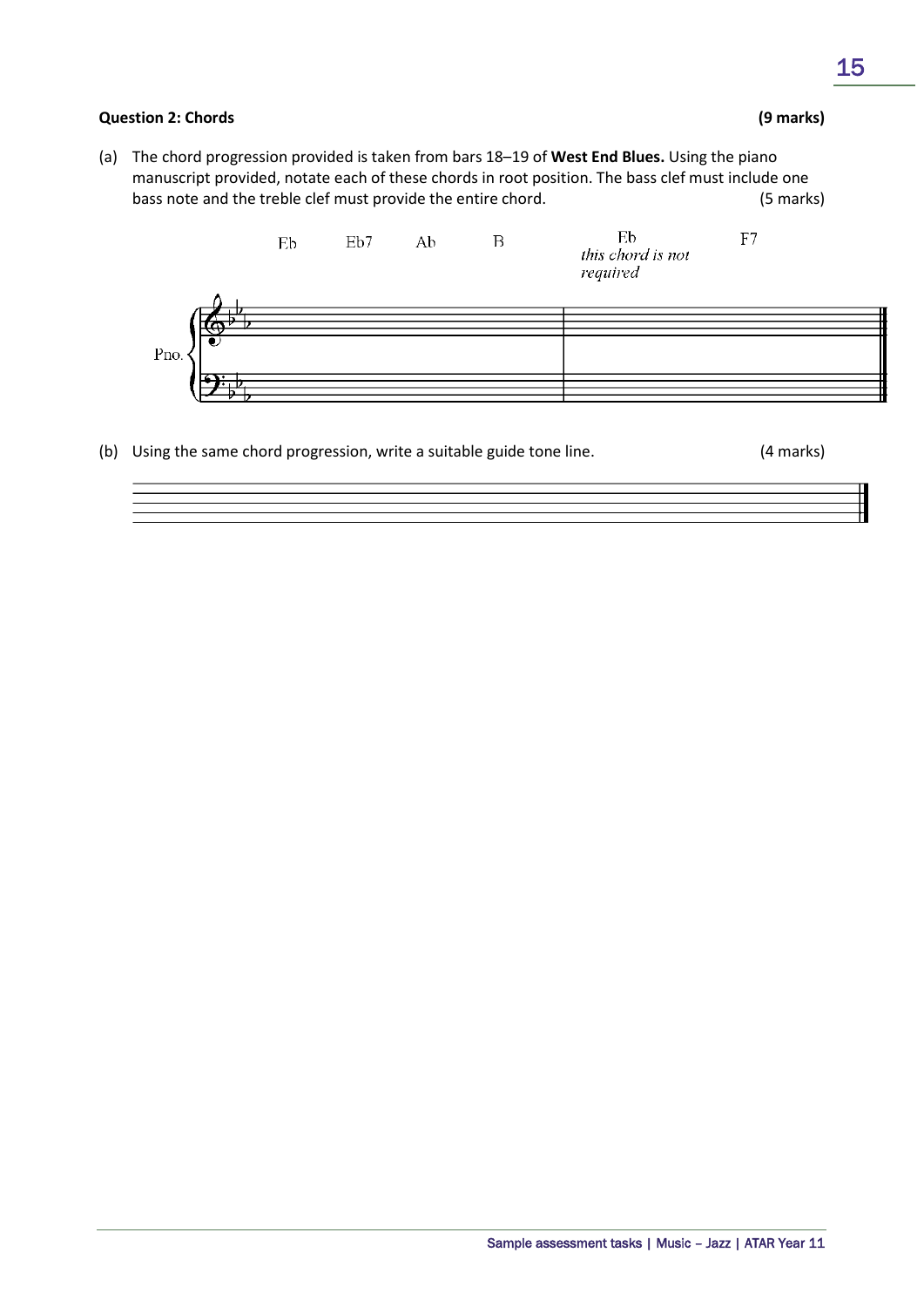**Question 2: Chords** **(9 marks)**

(a) The chord progression provided is taken from bars 18–19 of **West End Blues.** Using the piano manuscript provided, notate each of these chords in root position. The bass clef must include one bass note and the treble clef must provide the entire chord. (5 marks)

Eb Eb7 Ab B Eb *this chord is not required* F7

Pno.

(b) Using the same chord progression, write a suitable guide tone line. (4 marks)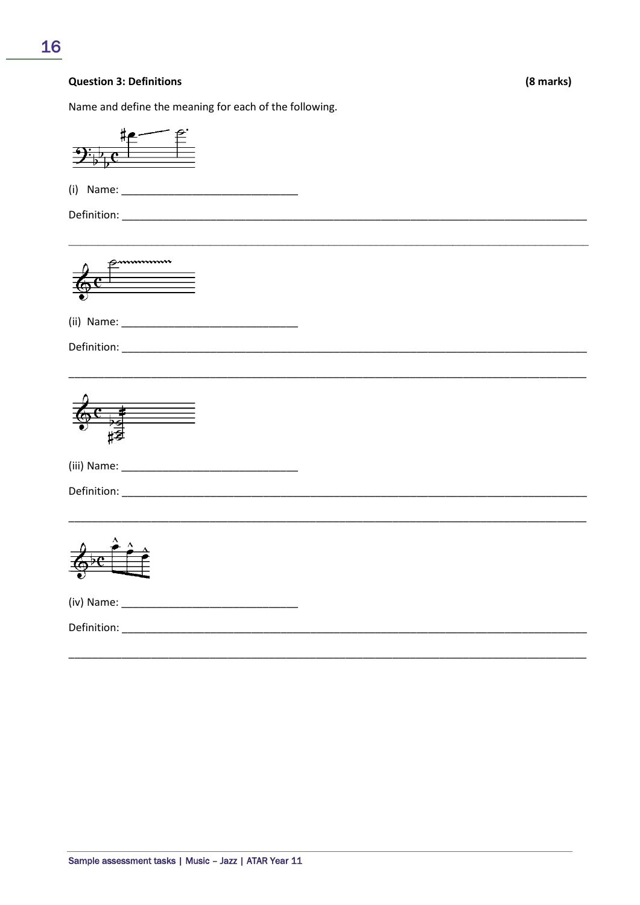**Question 3: Definitions** **(8 marks)**

Name and define the meaning for each of the following.

(i) Name: ______________________________

Definition: ________________________________________________________________________________

________________________________________________________________________________

(ii) Name: ______________________________

Definition: ________________________________________________________________________________

________________________________________________________________________________

(iii) Name: ______________________________

Definition: ________________________________________________________________________________

________________________________________________________________________________

(iv) Name: ______________________________

Definition: ________________________________________________________________________________

________________________________________________________________________________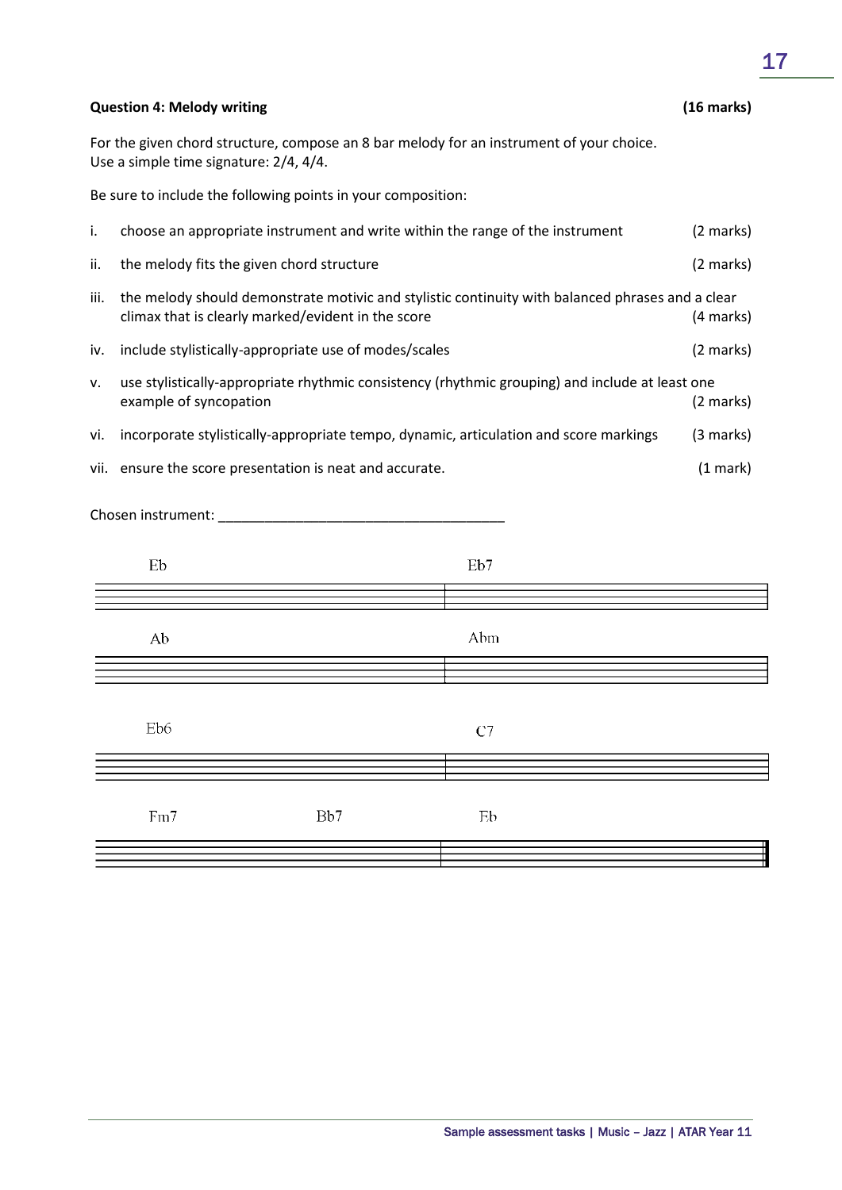**Question 4: Melody writing** **(16 marks)**

For the given chord structure, compose an 8 bar melody for an instrument of your choice.
Use a simple time signature: 2/4, 4/4.

Be sure to include the following points in your composition:

i. choose an appropriate instrument and write within the range of the instrument (2 marks)

ii. the melody fits the given chord structure (2 marks)

iii. the melody should demonstrate motivic and stylistic continuity with balanced phrases and a clear climax that is clearly marked/evident in the score (4 marks)

iv. include stylistically-appropriate use of modes/scales (2 marks)

v. use stylistically-appropriate rhythmic consistency (rhythmic grouping) and include at least one example of syncopation (2 marks)

vi. incorporate stylistically-appropriate tempo, dynamic, articulation and score markings (3 marks)

vii. ensure the score presentation is neat and accurate. (1 mark)

Chosen instrument: ______________________________________

Eb | Eb7

Ab | Abm

Eb6 | C7

Fm7 Bb7 | Eb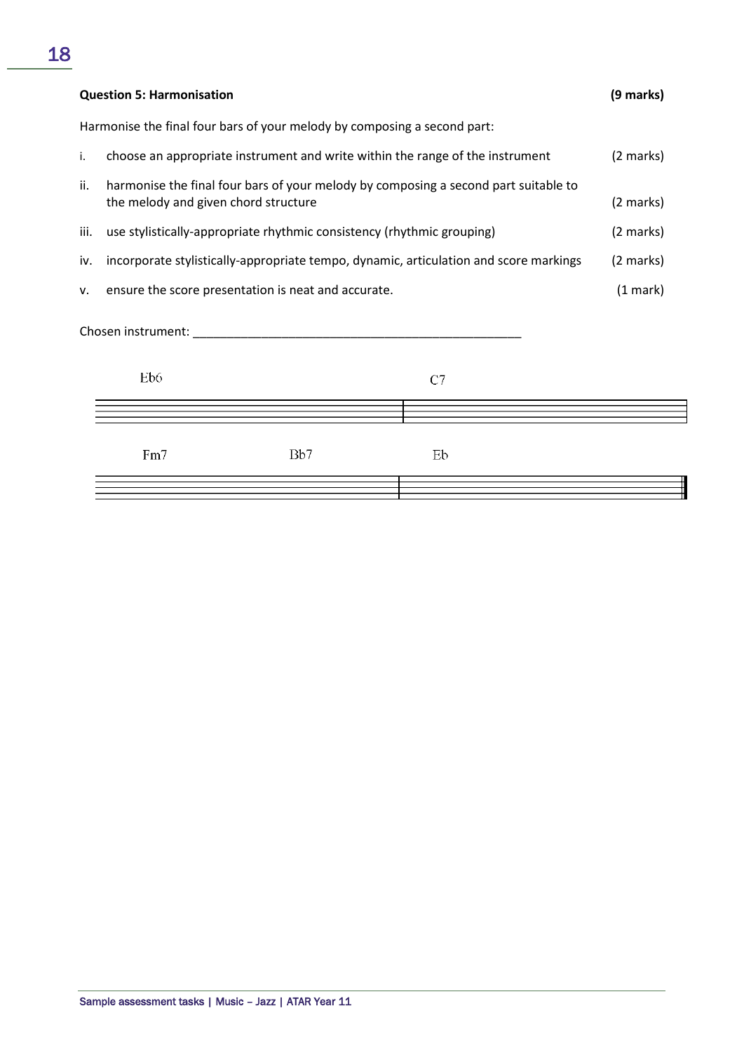**Question 5: Harmonisation** **(9 marks)**

Harmonise the final four bars of your melody by composing a second part:

i. choose an appropriate instrument and write within the range of the instrument (2 marks)

ii. harmonise the final four bars of your melody by composing a second part suitable to the melody and given chord structure (2 marks)

iii. use stylistically-appropriate rhythmic consistency (rhythmic grouping) (2 marks)

iv. incorporate stylistically-appropriate tempo, dynamic, articulation and score markings (2 marks)

v. ensure the score presentation is neat and accurate. (1 mark)

Chosen instrument: ___________________________________________________

Eb6 C7

Fm7 Bb7 Eb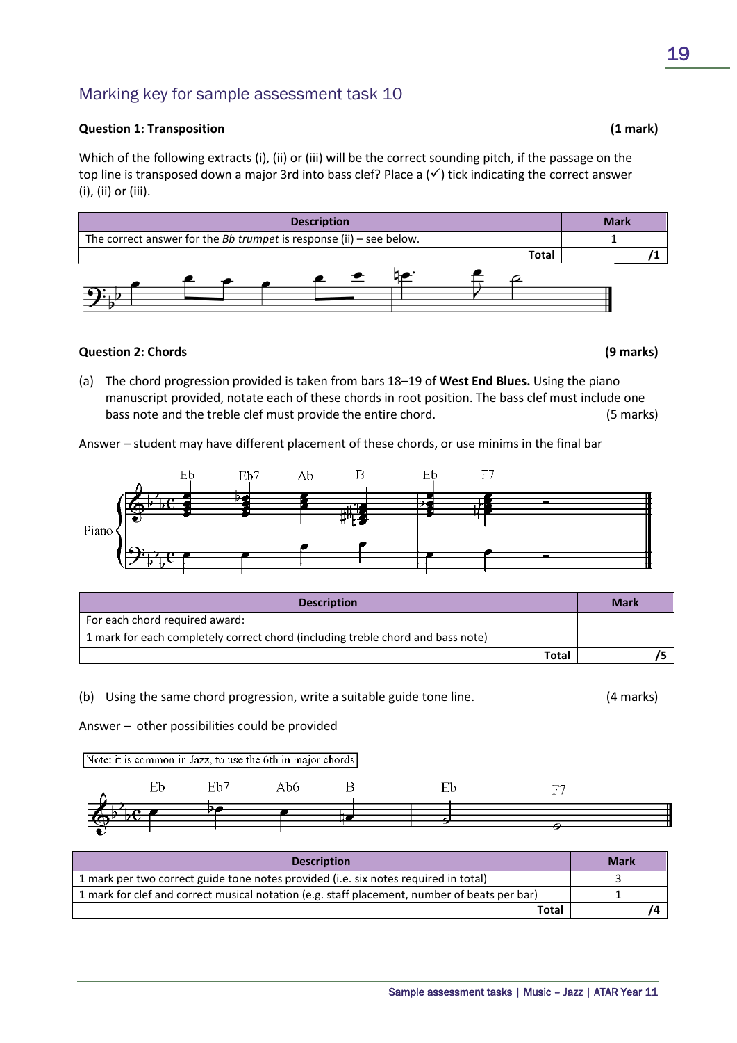## Marking key for sample assessment task 10

**Question 1: Transposition** **(1 mark)**

Which of the following extracts (i), (ii) or (iii) will be the correct sounding pitch, if the passage on the top line is transposed down a major 3rd into bass clef? Place a (✓) tick indicating the correct answer (i), (ii) or (iii).

| Description | Mark |
|---|---|
| The correct answer for the *Bb trumpet* is response (ii) – see below. | 1 |
| **Total** | **/1** |

**Question 2: Chords** **(9 marks)**

(a) The chord progression provided is taken from bars 18–19 of **West End Blues.** Using the piano manuscript provided, notate each of these chords in root position. The bass clef must include one bass note and the treble clef must provide the entire chord. (5 marks)

Answer – student may have different placement of these chords, or use minims in the final bar

Eb Eb7 Ab B Eb F7

Piano

| Description | Mark |
|---|---|
| For each chord required award:<br>1 mark for each completely correct chord (including treble chord and bass note) | |
| **Total** | **/5** |

(b) Using the same chord progression, write a suitable guide tone line. (4 marks)

Answer – other possibilities could be provided

Note: it is common in Jazz, to use the 6th in major chords.

Eb Eb7 Ab6 B Eb F7

| Description | Mark |
|---|---|
| 1 mark per two correct guide tone notes provided (i.e. six notes required in total) | 3 |
| 1 mark for clef and correct musical notation (e.g. staff placement, number of beats per bar) | 1 |
| **Total** | **/4** |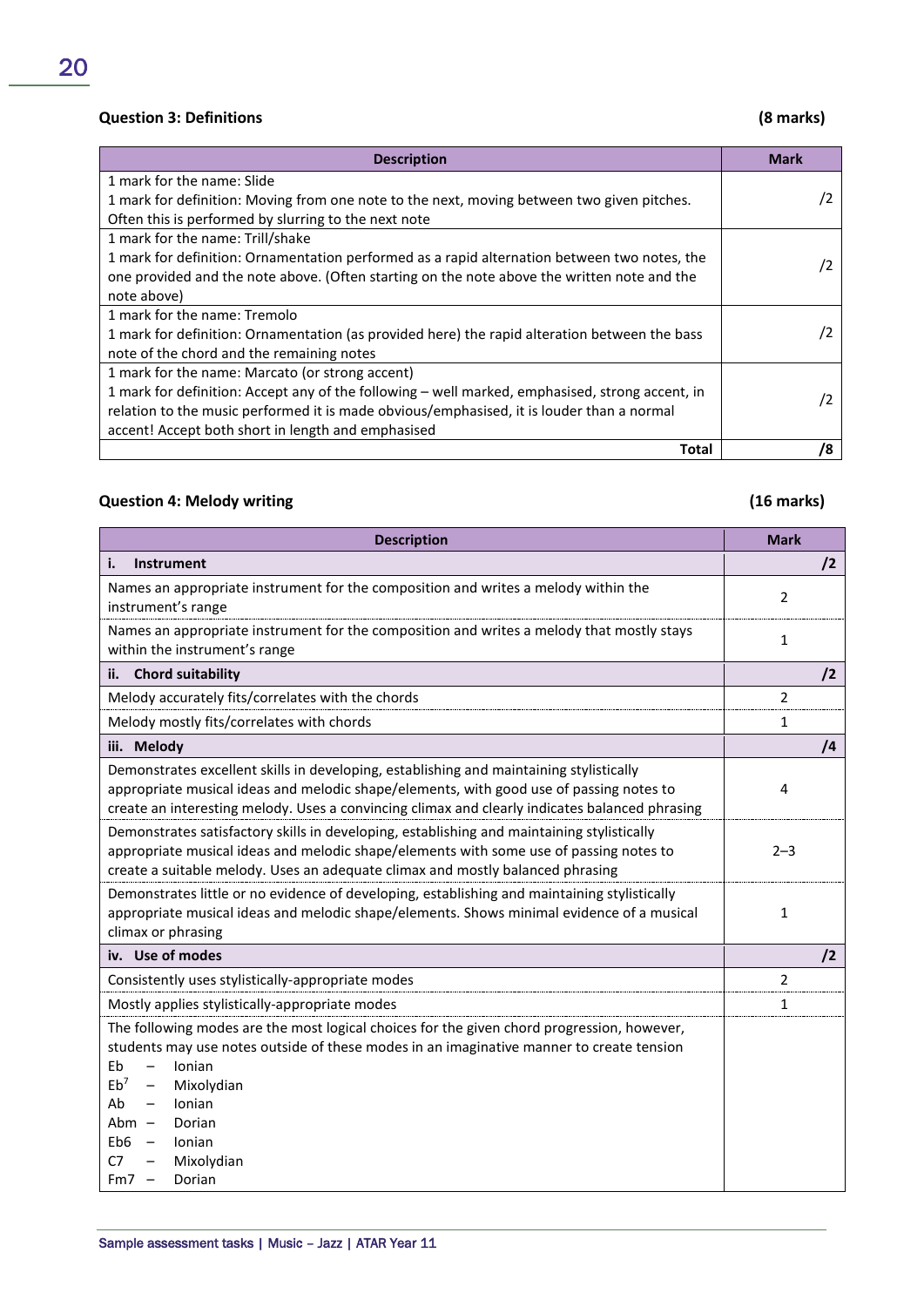### Question 3: Definitions (8 marks)

| Description | Mark |
|---|---|
| 1 mark for the name: Slide<br>1 mark for definition: Moving from one note to the next, moving between two given pitches. Often this is performed by slurring to the next note | /2 |
| 1 mark for the name: Trill/shake<br>1 mark for definition: Ornamentation performed as a rapid alternation between two notes, the one provided and the note above. (Often starting on the note above the written note and the note above) | /2 |
| 1 mark for the name: Tremolo<br>1 mark for definition: Ornamentation (as provided here) the rapid alteration between the bass note of the chord and the remaining notes | /2 |
| 1 mark for the name: Marcato (or strong accent)<br>1 mark for definition: Accept any of the following – well marked, emphasised, strong accent, in relation to the music performed it is made obvious/emphasised, it is louder than a normal accent! Accept both short in length and emphasised | /2 |
| **Total** | **/8** |

### Question 4: Melody writing (16 marks)

| Description | Mark |
|---|---|
| **i. Instrument** | **/2** |
| Names an appropriate instrument for the composition and writes a melody within the instrument's range | 2 |
| Names an appropriate instrument for the composition and writes a melody that mostly stays within the instrument's range | 1 |
| **ii. Chord suitability** | **/2** |
| Melody accurately fits/correlates with the chords | 2 |
| Melody mostly fits/correlates with chords | 1 |
| **iii. Melody** | **/4** |
| Demonstrates excellent skills in developing, establishing and maintaining stylistically appropriate musical ideas and melodic shape/elements, with good use of passing notes to create an interesting melody. Uses a convincing climax and clearly indicates balanced phrasing | 4 |
| Demonstrates satisfactory skills in developing, establishing and maintaining stylistically appropriate musical ideas and melodic shape/elements with some use of passing notes to create a suitable melody. Uses an adequate climax and mostly balanced phrasing | 2–3 |
| Demonstrates little or no evidence of developing, establishing and maintaining stylistically appropriate musical ideas and melodic shape/elements. Shows minimal evidence of a musical climax or phrasing | 1 |
| **iv. Use of modes** | **/2** |
| Consistently uses stylistically-appropriate modes | 2 |
| Mostly applies stylistically-appropriate modes | 1 |
| The following modes are the most logical choices for the given chord progression, however, students may use notes outside of these modes in an imaginative manner to create tension<br>Eb – Ionian<br>Eb$^7$ – Mixolydian<br>Ab – Ionian<br>Abm – Dorian<br>Eb6 – Ionian<br>C7 – Mixolydian<br>Fm7 – Dorian | |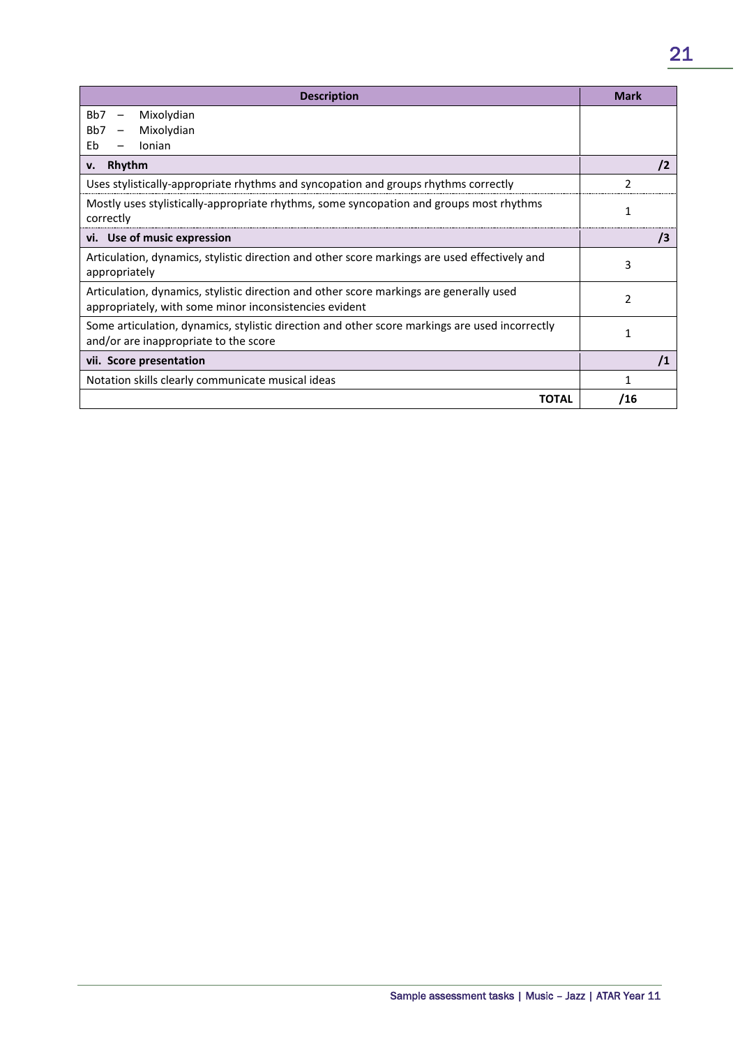| Description | Mark |
|---|---|
| Bb7 – Mixolydian<br>Bb7 – Mixolydian<br>Eb – Ionian | |
| **v. Rhythm** | **/2** |
| Uses stylistically-appropriate rhythms and syncopation and groups rhythms correctly | 2 |
| Mostly uses stylistically-appropriate rhythms, some syncopation and groups most rhythms correctly | 1 |
| **vi. Use of music expression** | **/3** |
| Articulation, dynamics, stylistic direction and other score markings are used effectively and appropriately | 3 |
| Articulation, dynamics, stylistic direction and other score markings are generally used appropriately, with some minor inconsistencies evident | 2 |
| Some articulation, dynamics, stylistic direction and other score markings are used incorrectly and/or are inappropriate to the score | 1 |
| **vii. Score presentation** | **/1** |
| Notation skills clearly communicate musical ideas | 1 |
| **TOTAL** | **/16** |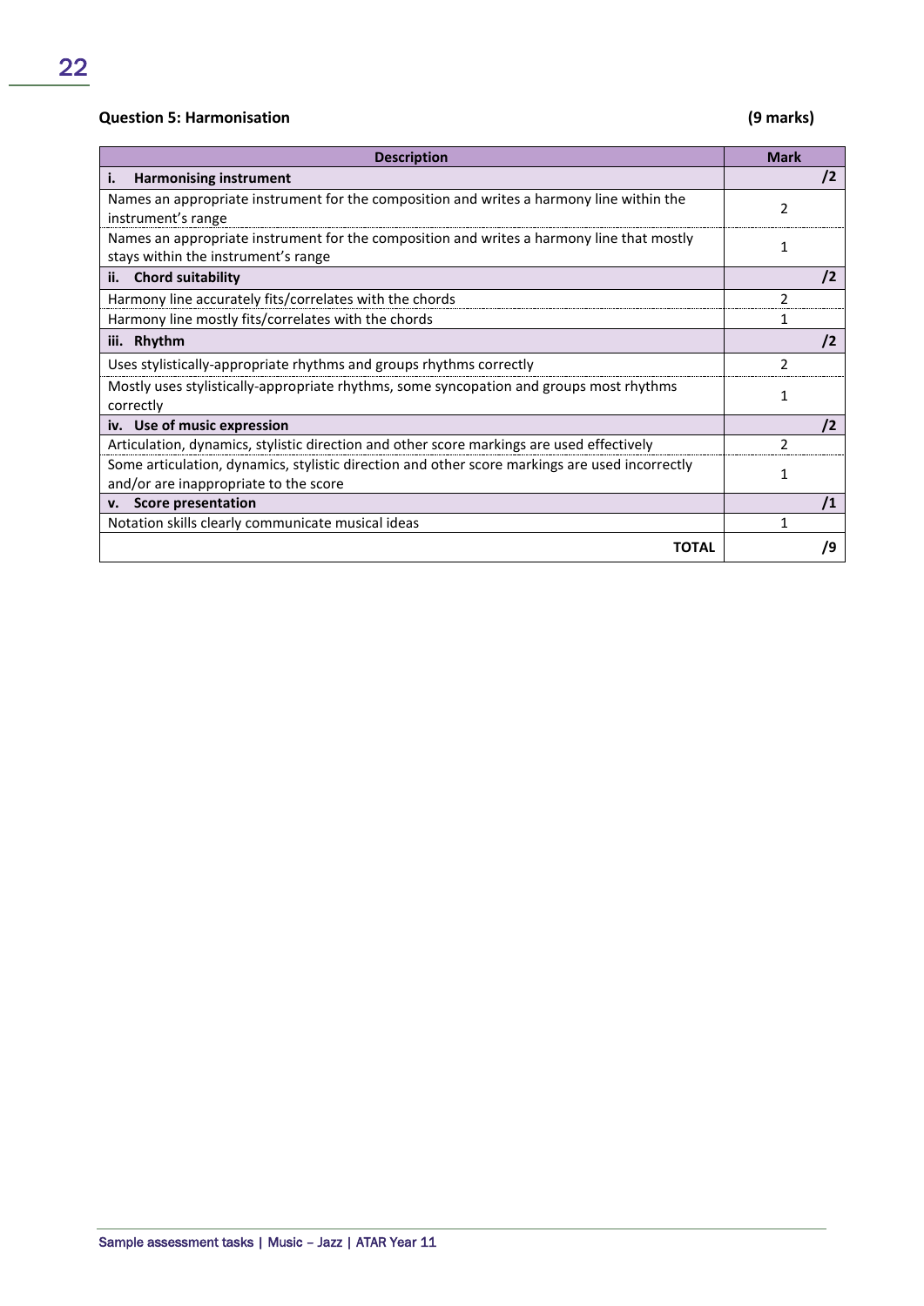**Question 5: Harmonisation** **(9 marks)**

| Description | Mark |
|---|---|
| **i. Harmonising instrument** | **/2** |
| Names an appropriate instrument for the composition and writes a harmony line within the instrument's range | 2 |
| Names an appropriate instrument for the composition and writes a harmony line that mostly stays within the instrument's range | 1 |
| **ii. Chord suitability** | **/2** |
| Harmony line accurately fits/correlates with the chords | 2 |
| Harmony line mostly fits/correlates with the chords | 1 |
| **iii. Rhythm** | **/2** |
| Uses stylistically-appropriate rhythms and groups rhythms correctly | 2 |
| Mostly uses stylistically-appropriate rhythms, some syncopation and groups most rhythms correctly | 1 |
| **iv. Use of music expression** | **/2** |
| Articulation, dynamics, stylistic direction and other score markings are used effectively | 2 |
| Some articulation, dynamics, stylistic direction and other score markings are used incorrectly and/or are inappropriate to the score | 1 |
| **v. Score presentation** | **/1** |
| Notation skills clearly communicate musical ideas | 1 |
| **TOTAL** | **/9** |